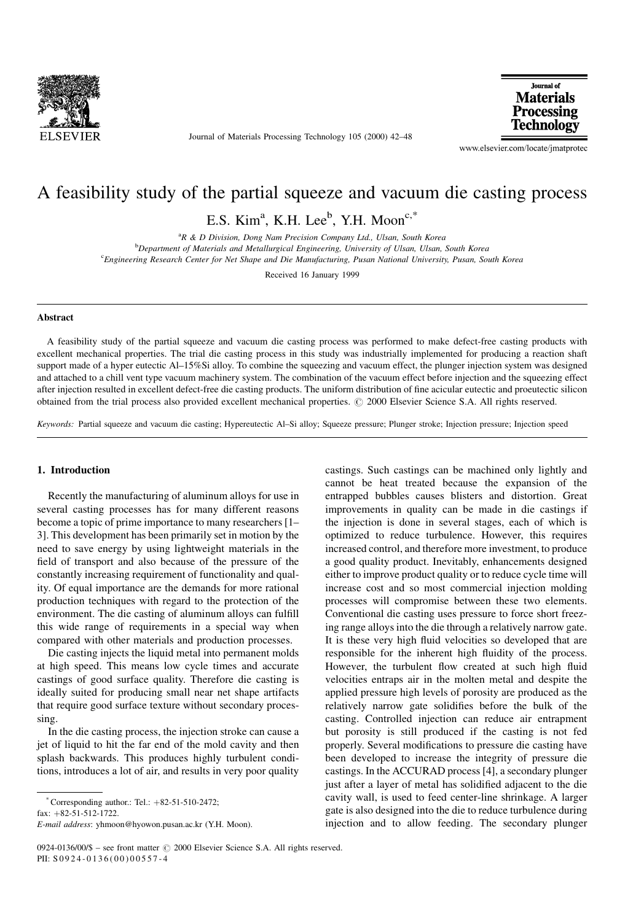# A feasibility study of the partial squeeze and vacuum die casting process

E.S. Kim[a], K.H. Lee[b], Y.H. Moon[c,*]

[a] R & D Division, Dong Nam Precision Company Ltd., Ulsan, South Korea

[b] Department of Materials and Metallurgical Engineering, University of Ulsan, Ulsan, South Korea

[c] Engineering Research Center for Net Shape and Die Manufacturing, Pusan National University, Pusan, South Korea

Received 16 January 1999

## Abstract

A feasibility study of the partial squeeze and vacuum die casting process was performed to make defect-free casting products with excellent mechanical properties. The trial die casting process in this study was industrially implemented for producing a reaction shaft support made of a hyper eutectic Al–15%Si alloy. To combine the squeezing and vacuum effect, the plunger injection system was designed and attached to a chill vent type vacuum machinery system. The combination of the vacuum effect before injection and the squeezing effect after injection resulted in excellent defect-free die casting products. The uniform distribution of fine acicular eutectic and proeutectic silicon obtained from the trial process also provided excellent mechanical properties. © 2000 Elsevier Science S.A. All rights reserved.

*Keywords:* Partial squeeze and vacuum die casting; Hypereutectic Al–Si alloy; Squeeze pressure; Plunger stroke; Injection pressure; Injection speed

## 1. Introduction

Recently the manufacturing of aluminum alloys for use in several casting processes has for many different reasons become a topic of prime importance to many researchers [1–3]. This development has been primarily set in motion by the need to save energy by using lightweight materials in the field of transport and also because of the pressure of the constantly increasing requirement of functionality and quality. Of equal importance are the demands for more rational production techniques with regard to the protection of the environment. The die casting of aluminum alloys can fulfill this wide range of requirements in a special way when compared with other materials and production processes.

Die casting injects the liquid metal into permanent molds at high speed. This means low cycle times and accurate castings of good surface quality. Therefore die casting is ideally suited for producing small near net shape artifacts that require good surface texture without secondary processing.

In the die casting process, the injection stroke can cause a jet of liquid to hit the far end of the mold cavity and then splash backwards. This produces highly turbulent conditions, introduces a lot of air, and results in very poor quality castings. Such castings can be machined only lightly and cannot be heat treated because the expansion of the entrapped bubbles causes blisters and distortion. Great improvements in quality can be made in die castings if the injection is done in several stages, each of which is optimized to reduce turbulence. However, this requires increased control, and therefore more investment, to produce a good quality product. Inevitably, enhancements designed either to improve product quality or to reduce cycle time will increase cost and so most commercial injection molding processes will compromise between these two elements. Conventional die casting uses pressure to force short freezing range alloys into the die through a relatively narrow gate. It is these very high fluid velocities so developed that are responsible for the inherent high fluidity of the process. However, the turbulent flow created at such high fluid velocities entraps air in the molten metal and despite the applied pressure high levels of porosity are produced as the relatively narrow gate solidifies before the bulk of the casting. Controlled injection can reduce air entrapment but porosity is still produced if the casting is not fed properly. Several modifications to pressure die casting have been developed to increase the integrity of pressure die castings. In the ACCURAD process [4], a secondary plunger just after a layer of metal has solidified adjacent to the die cavity wall, is used to feed center-line shrinkage. A larger gate is also designed into the die to reduce turbulence during injection and to allow feeding. The secondary plunger

---

* Corresponding author.: Tel.: +82-51-510-2472; fax: +82-51-512-1722.

*E-mail address*: yhmoon@hyowon.pusan.ac.kr (Y.H. Moon).

0924-0136/00/$ – see front matter © 2000 Elsevier Science S.A. All rights reserved.
PII: S0924-0136(00)00557-4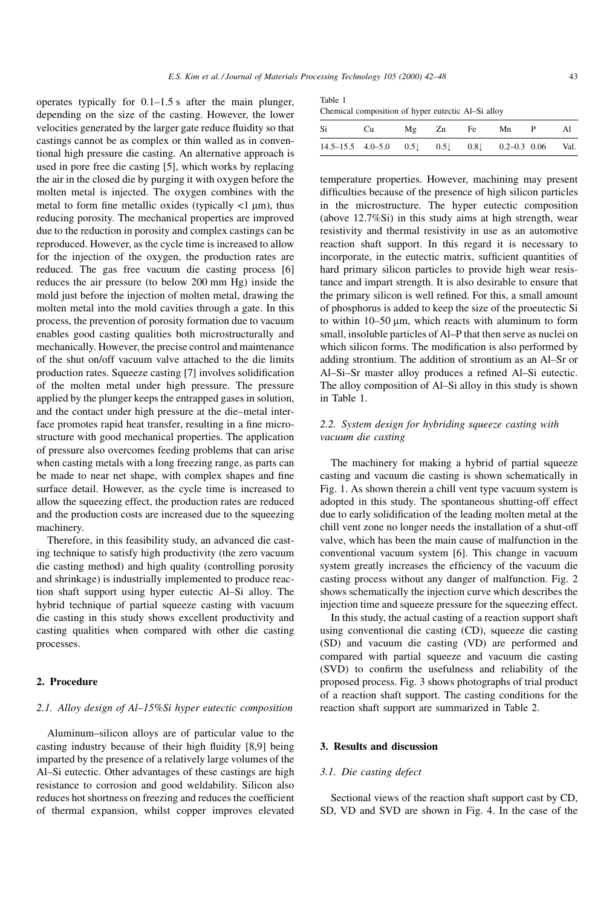operates typically for 0.1–1.5 s after the main plunger, depending on the size of the casting. However, the lower velocities generated by the larger gate reduce fluidity so that castings cannot be as complex or thin walled as in conventional high pressure die casting. An alternative approach is used in pore free die casting [5], which works by replacing the air in the closed die by purging it with oxygen before the molten metal is injected. The oxygen combines with the metal to form fine metallic oxides (typically <1 μm), thus reducing porosity. The mechanical properties are improved due to the reduction in porosity and complex castings can be reproduced. However, as the cycle time is increased to allow for the injection of the oxygen, the production rates are reduced. The gas free vacuum die casting process [6] reduces the air pressure (to below 200 mm Hg) inside the mold just before the injection of molten metal, drawing the molten metal into the mold cavities through a gate. In this process, the prevention of porosity formation due to vacuum enables good casting qualities both microstructurally and mechanically. However, the precise control and maintenance of the shut on/off vacuum valve attached to the die limits production rates. Squeeze casting [7] involves solidification of the molten metal under high pressure. The pressure applied by the plunger keeps the entrapped gases in solution, and the contact under high pressure at the die–metal interface promotes rapid heat transfer, resulting in a fine microstructure with good mechanical properties. The application of pressure also overcomes feeding problems that can arise when casting metals with a long freezing range, as parts can be made to near net shape, with complex shapes and fine surface detail. However, as the cycle time is increased to allow the squeezing effect, the production rates are reduced and the production costs are increased due to the squeezing machinery.

Therefore, in this feasibility study, an advanced die casting technique to satisfy high productivity (the zero vacuum die casting method) and high quality (controlling porosity and shrinkage) is industrially implemented to produce reaction shaft support using hyper eutectic Al–Si alloy. The hybrid technique of partial squeeze casting with vacuum die casting in this study shows excellent productivity and casting qualities when compared with other die casting processes.

## 2. Procedure

### 2.1. Alloy design of Al–15%Si hyper eutectic composition

Aluminum–silicon alloys are of particular value to the casting industry because of their high fluidity [8,9] being imparted by the presence of a relatively large volumes of the Al–Si eutectic. Other advantages of these castings are high resistance to corrosion and good weldability. Silicon also reduces hot shortness on freezing and reduces the coefficient of thermal expansion, whilst copper improves elevated temperature properties. However, machining may present difficulties because of the presence of high silicon particles in the microstructure. The hyper eutectic composition (above 12.7%Si) in this study aims at high strength, wear resistivity and thermal resistivity in use as an automotive reaction shaft support. In this regard it is necessary to incorporate, in the eutectic matrix, sufficient quantities of hard primary silicon particles to provide high wear resistance and impart strength. It is also desirable to ensure that the primary silicon is well refined. For this, a small amount of phosphorus is added to keep the size of the proeutectic Si to within 10–50 μm, which reacts with aluminum to form small, insoluble particles of Al–P that then serve as nuclei on which silicon forms. The modification is also performed by adding strontium. The addition of strontium as an Al–Sr or Al–Si–Sr master alloy produces a refined Al–Si eutectic. The alloy composition of Al–Si alloy in this study is shown in Table 1.

Table 1
Chemical composition of hyper eutectic Al–Si alloy

| Si | Cu | Mg | Zn | Fe | Mn | P | Al |
|---|---|---|---|---|---|---|---|
| 14.5–15.5 | 4.0–5.0 | 0.5↓ | 0.5↓ | 0.8↓ | 0.2–0.3 | 0.06 | Val. |

### 2.2. System design for hybriding squeeze casting with vacuum die casting

The machinery for making a hybrid of partial squeeze casting and vacuum die casting is shown schematically in Fig. 1. As shown therein a chill vent type vacuum system is adopted in this study. The spontaneous shutting-off effect due to early solidification of the leading molten metal at the chill vent zone no longer needs the installation of a shut-off valve, which has been the main cause of malfunction in the conventional vacuum system [6]. This change in vacuum system greatly increases the efficiency of the vacuum die casting process without any danger of malfunction. Fig. 2 shows schematically the injection curve which describes the injection time and squeeze pressure for the squeezing effect.

In this study, the actual casting of a reaction support shaft using conventional die casting (CD), squeeze die casting (SD) and vacuum die casting (VD) are performed and compared with partial squeeze and vacuum die casting (SVD) to confirm the usefulness and reliability of the proposed process. Fig. 3 shows photographs of trial product of a reaction shaft support. The casting conditions for the reaction shaft support are summarized in Table 2.

## 3. Results and discussion

### 3.1. Die casting defect

Sectional views of the reaction shaft support cast by CD, SD, VD and SVD are shown in Fig. 4. In the case of the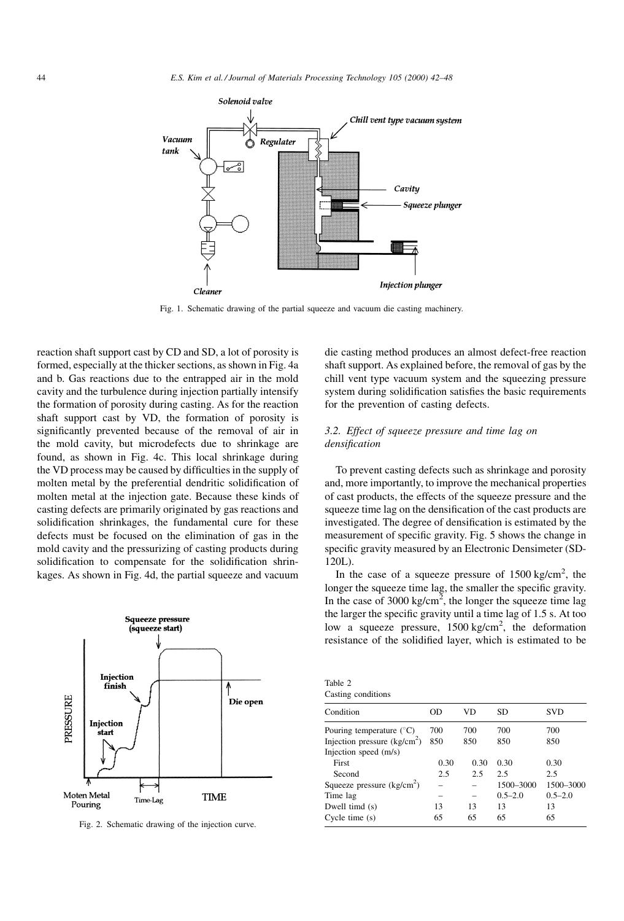Solenoid valve

Chill vent type vacuum system

Vacuum tank

Regulater

Cavity

Squeeze plunger

Cleaner

Injection plunger

Fig. 1. Schematic drawing of the partial squeeze and vacuum die casting machinery.

reaction shaft support cast by CD and SD, a lot of porosity is formed, especially at the thicker sections, as shown in Fig. 4a and b. Gas reactions due to the entrapped air in the mold cavity and the turbulence during injection partially intensify the formation of porosity during casting. As for the reaction shaft support cast by VD, the formation of porosity is significantly prevented because of the removal of air in the mold cavity, but microdefects due to shrinkage are found, as shown in Fig. 4c. This local shrinkage during the VD process may be caused by difficulties in the supply of molten metal by the preferential dendritic solidification of molten metal at the injection gate. Because these kinds of casting defects are primarily originated by gas reactions and solidification shrinkages, the fundamental cure for these defects must be focused on the elimination of gas in the mold cavity and the pressurizing of casting products during solidification to compensate for the solidification shrinkages. As shown in Fig. 4d, the partial squeeze and vacuum die casting method produces an almost defect-free reaction shaft support. As explained before, the removal of gas by the chill vent type vacuum system and the squeezing pressure system during solidification satisfies the basic requirements for the prevention of casting defects.

Squeeze pressure (squeeze start)

Injection finish

Die open

PRESSURE

Injection start

Moten Metal Pouring

Time-Lag

TIME

Fig. 2. Schematic drawing of the injection curve.

### 3.2. Effect of squeeze pressure and time lag on densification

To prevent casting defects such as shrinkage and porosity and, more importantly, to improve the mechanical properties of cast products, the effects of the squeeze pressure and the squeeze time lag on the densification of the cast products are investigated. The degree of densification is estimated by the measurement of specific gravity. Fig. 5 shows the change in specific gravity measured by an Electronic Densimeter (SD-120L).

In the case of a squeeze pressure of 1500 kg/cm$^2$, the longer the squeeze time lag, the smaller the specific gravity. In the case of 3000 kg/cm$^2$, the longer the squeeze time lag the larger the specific gravity until a time lag of 1.5 s. At too low a squeeze pressure, 1500 kg/cm$^2$, the deformation resistance of the solidified layer, which is estimated to be

Table 2
Casting conditions

| Condition | OD | VD | SD | SVD |
|---|---|---|---|---|
| Pouring temperature (°C) | 700 | 700 | 700 | 700 |
| Injection pressure (kg/cm$^2$) | 850 | 850 | 850 | 850 |
| Injection speed (m/s) | | | | |
| First | 0.30 | 0.30 | 0.30 | 0.30 |
| Second | 2.5 | 2.5 | 2.5 | 2.5 |
| Squeeze pressure (kg/cm$^2$) | – | – | 1500–3000 | 1500–3000 |
| Time lag | – | – | 0.5–2.0 | 0.5–2.0 |
| Dwell timd (s) | 13 | 13 | 13 | 13 |
| Cycle time (s) | 65 | 65 | 65 | 65 |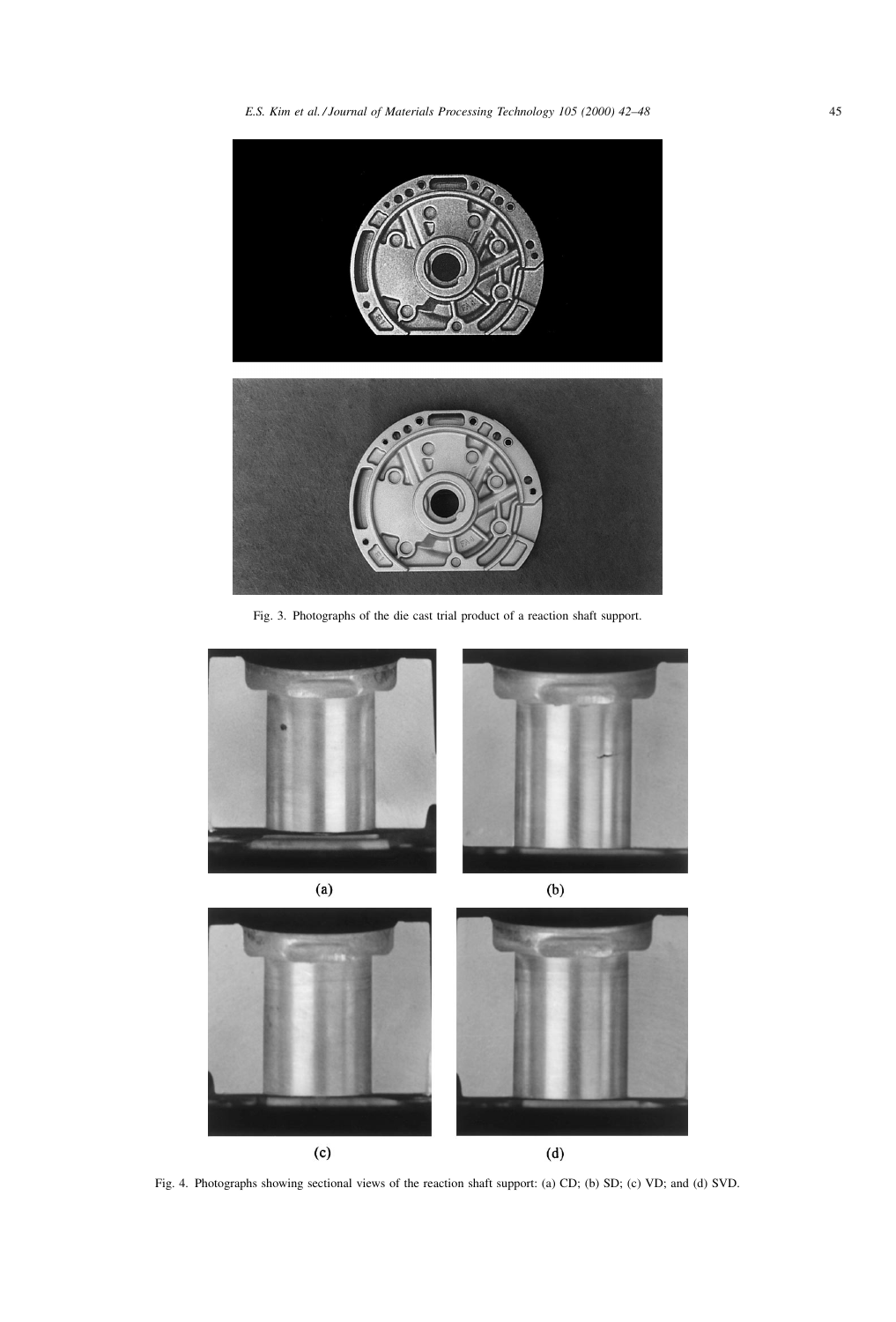Fig. 3. Photographs of the die cast trial product of a reaction shaft support.

(a)

(b)

(c)

(d)

Fig. 4. Photographs showing sectional views of the reaction shaft support: (a) CD; (b) SD; (c) VD; and (d) SVD.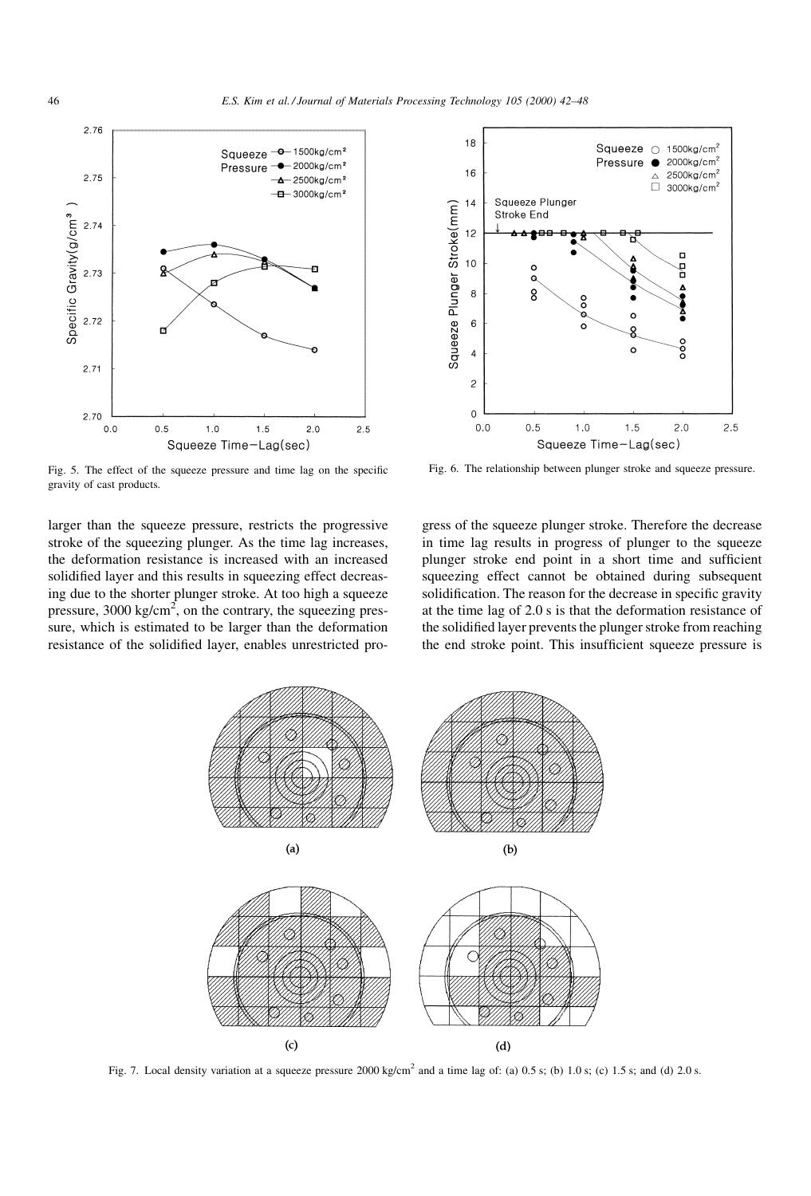Squeeze Pressure
1500kg/cm²
2000kg/cm²
2500kg/cm²
3000kg/cm²

Specific Gravity(g/cm³)
2.76
2.75
2.74
2.73
2.72
2.71
2.70

Squeeze Time−Lag(sec)
0.0 0.5 1.0 1.5 2.0 2.5

Fig. 5. The effect of the squeeze pressure and time lag on the specific gravity of cast products.

Squeeze Pressure
1500kg/cm²
2000kg/cm²
2500kg/cm²
3000kg/cm²

Squeeze Plunger Stroke End

Squeeze Plunger Stroke(mm)
18
16
14
12
10
8
6
4
2
0

Squeeze Time−Lag(sec)
0.0 0.5 1.0 1.5 2.0 2.5

Fig. 6. The relationship between plunger stroke and squeeze pressure.

larger than the squeeze pressure, restricts the progressive stroke of the squeezing plunger. As the time lag increases, the deformation resistance is increased with an increased solidified layer and this results in squeezing effect decreasing due to the shorter plunger stroke. At too high a squeeze pressure, 3000 kg/cm$^2$, on the contrary, the squeezing pressure, which is estimated to be larger than the deformation resistance of the solidified layer, enables unrestricted progress of the squeeze plunger stroke. Therefore the decrease in time lag results in progress of plunger to the squeeze plunger stroke end point in a short time and sufficient squeezing effect cannot be obtained during subsequent solidification. The reason for the decrease in specific gravity at the time lag of 2.0 s is that the deformation resistance of the solidified layer prevents the plunger stroke from reaching the end stroke point. This insufficient squeeze pressure is

(a)

(b)

(c)

(d)

Fig. 7. Local density variation at a squeeze pressure 2000 kg/cm$^2$ and a time lag of: (a) 0.5 s; (b) 1.0 s; (c) 1.5 s; and (d) 2.0 s.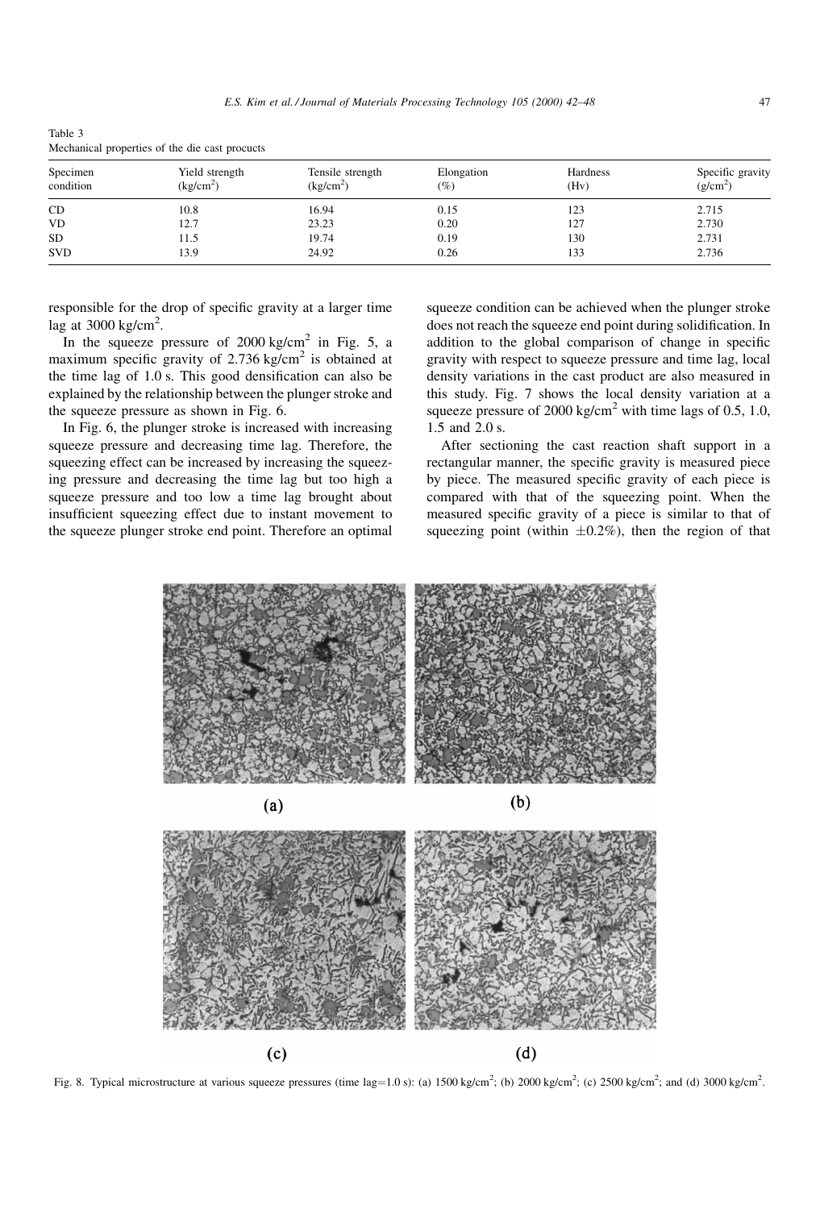Table 3
Mechanical properties of the die cast procucts

| Specimen condition | Yield strength ($kg/cm^2$) | Tensile strength ($kg/cm^2$) | Elongation (%) | Hardness (Hv) | Specific gravity ($g/cm^2$) |
|---|---|---|---|---|---|
| CD | 10.8 | 16.94 | 0.15 | 123 | 2.715 |
| VD | 12.7 | 23.23 | 0.20 | 127 | 2.730 |
| SD | 11.5 | 19.74 | 0.19 | 130 | 2.731 |
| SVD | 13.9 | 24.92 | 0.26 | 133 | 2.736 |

responsible for the drop of specific gravity at a larger time lag at 3000 $kg/cm^2$.

In the squeeze pressure of 2000 $kg/cm^2$ in Fig. 5, a maximum specific gravity of 2.736 $kg/cm^2$ is obtained at the time lag of 1.0 s. This good densification can also be explained by the relationship between the plunger stroke and the squeeze pressure as shown in Fig. 6.

In Fig. 6, the plunger stroke is increased with increasing squeeze pressure and decreasing time lag. Therefore, the squeezing effect can be increased by increasing the squeezing pressure and decreasing the time lag but too high a squeeze pressure and too low a time lag brought about insufficient squeezing effect due to instant movement to the squeeze plunger stroke end point. Therefore an optimal squeeze condition can be achieved when the plunger stroke does not reach the squeeze end point during solidification. In addition to the global comparison of change in specific gravity with respect to squeeze pressure and time lag, local density variations in the cast product are also measured in this study. Fig. 7 shows the local density variation at a squeeze pressure of 2000 $kg/cm^2$ with time lags of 0.5, 1.0, 1.5 and 2.0 s.

After sectioning the cast reaction shaft support in a rectangular manner, the specific gravity is measured piece by piece. The measured specific gravity of each piece is compared with that of the squeezing point. When the measured specific gravity of a piece is similar to that of squeezing point (within $\pm 0.2\%$), then the region of that

(a)

(b)

(c)

(d)

Fig. 8. Typical microstructure at various squeeze pressures (time lag=1.0 s): (a) 1500 $kg/cm^2$; (b) 2000 $kg/cm^2$; (c) 2500 $kg/cm^2$; and (d) 3000 $kg/cm^2$.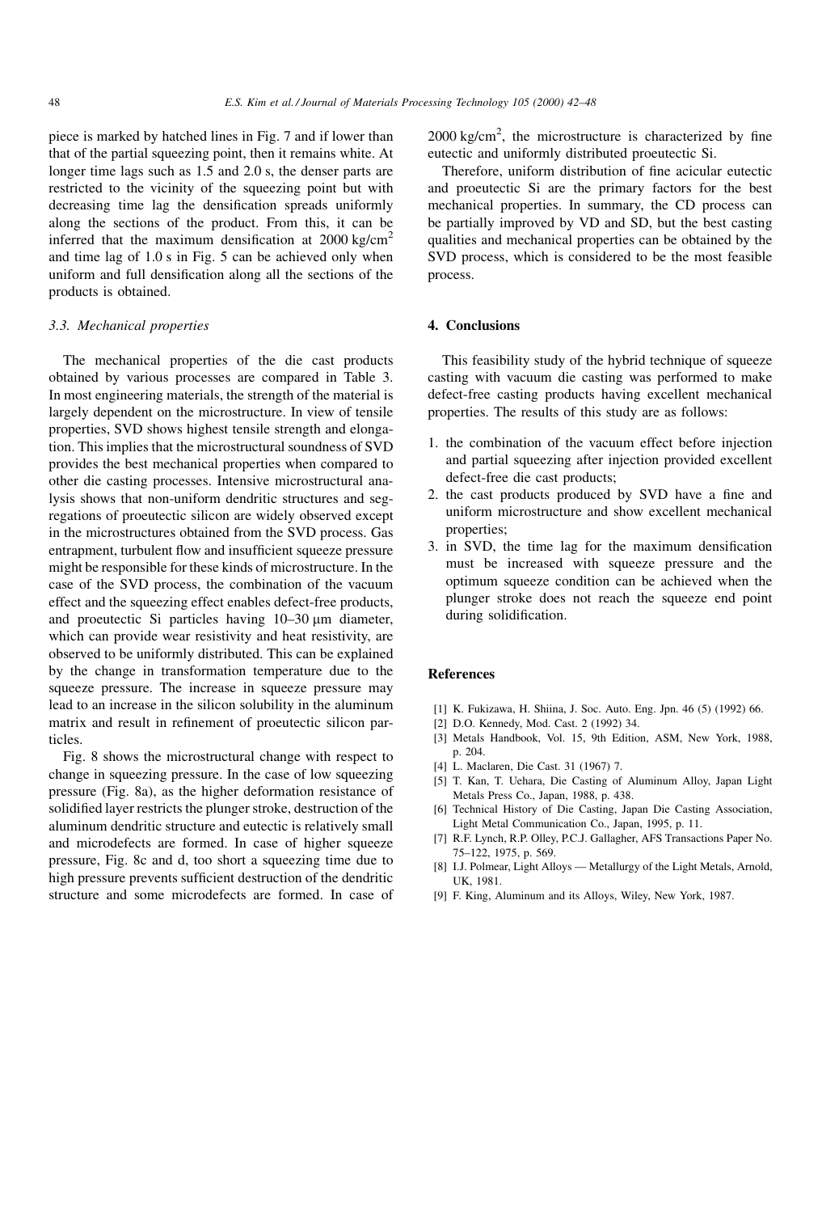piece is marked by hatched lines in Fig. 7 and if lower than that of the partial squeezing point, then it remains white. At longer time lags such as 1.5 and 2.0 s, the denser parts are restricted to the vicinity of the squeezing point but with decreasing time lag the densification spreads uniformly along the sections of the product. From this, it can be inferred that the maximum densification at 2000 kg/cm$^2$ and time lag of 1.0 s in Fig. 5 can be achieved only when uniform and full densification along all the sections of the products is obtained.

### 3.3. Mechanical properties

The mechanical properties of the die cast products obtained by various processes are compared in Table 3. In most engineering materials, the strength of the material is largely dependent on the microstructure. In view of tensile properties, SVD shows highest tensile strength and elongation. This implies that the microstructural soundness of SVD provides the best mechanical properties when compared to other die casting processes. Intensive microstructural analysis shows that non-uniform dendritic structures and segregations of proeutectic silicon are widely observed except in the microstructures obtained from the SVD process. Gas entrapment, turbulent flow and insufficient squeeze pressure might be responsible for these kinds of microstructure. In the case of the SVD process, the combination of the vacuum effect and the squeezing effect enables defect-free products, and proeutectic Si particles having 10–30 μm diameter, which can provide wear resistivity and heat resistivity, are observed to be uniformly distributed. This can be explained by the change in transformation temperature due to the squeeze pressure. The increase in squeeze pressure may lead to an increase in the silicon solubility in the aluminum matrix and result in refinement of proeutectic silicon particles.

Fig. 8 shows the microstructural change with respect to change in squeezing pressure. In the case of low squeezing pressure (Fig. 8a), as the higher deformation resistance of solidified layer restricts the plunger stroke, destruction of the aluminum dendritic structure and eutectic is relatively small and microdefects are formed. In case of higher squeeze pressure, Fig. 8c and d, too short a squeezing time due to high pressure prevents sufficient destruction of the dendritic structure and some microdefects are formed. In case of 2000 kg/cm$^2$, the microstructure is characterized by fine eutectic and uniformly distributed proeutectic Si.

Therefore, uniform distribution of fine acicular eutectic and proeutectic Si are the primary factors for the best mechanical properties. In summary, the CD process can be partially improved by VD and SD, but the best casting qualities and mechanical properties can be obtained by the SVD process, which is considered to be the most feasible process.

## 4. Conclusions

This feasibility study of the hybrid technique of squeeze casting with vacuum die casting was performed to make defect-free casting products having excellent mechanical properties. The results of this study are as follows:

1. the combination of the vacuum effect before injection and partial squeezing after injection provided excellent defect-free die cast products;
2. the cast products produced by SVD have a fine and uniform microstructure and show excellent mechanical properties;
3. in SVD, the time lag for the maximum densification must be increased with squeeze pressure and the optimum squeeze condition can be achieved when the plunger stroke does not reach the squeeze end point during solidification.

## References

[1] K. Fukizawa, H. Shiina, J. Soc. Auto. Eng. Jpn. 46 (5) (1992) 66.

[2] D.O. Kennedy, Mod. Cast. 2 (1992) 34.

[3] Metals Handbook, Vol. 15, 9th Edition, ASM, New York, 1988, p. 204.

[4] L. Maclaren, Die Cast. 31 (1967) 7.

[5] T. Kan, T. Uehara, Die Casting of Aluminum Alloy, Japan Light Metals Press Co., Japan, 1988, p. 438.

[6] Technical History of Die Casting, Japan Die Casting Association, Light Metal Communication Co., Japan, 1995, p. 11.

[7] R.F. Lynch, R.P. Olley, P.C.J. Gallagher, AFS Transactions Paper No. 75–122, 1975, p. 569.

[8] I.J. Polmear, Light Alloys — Metallurgy of the Light Metals, Arnold, UK, 1981.

[9] F. King, Aluminum and its Alloys, Wiley, New York, 1987.